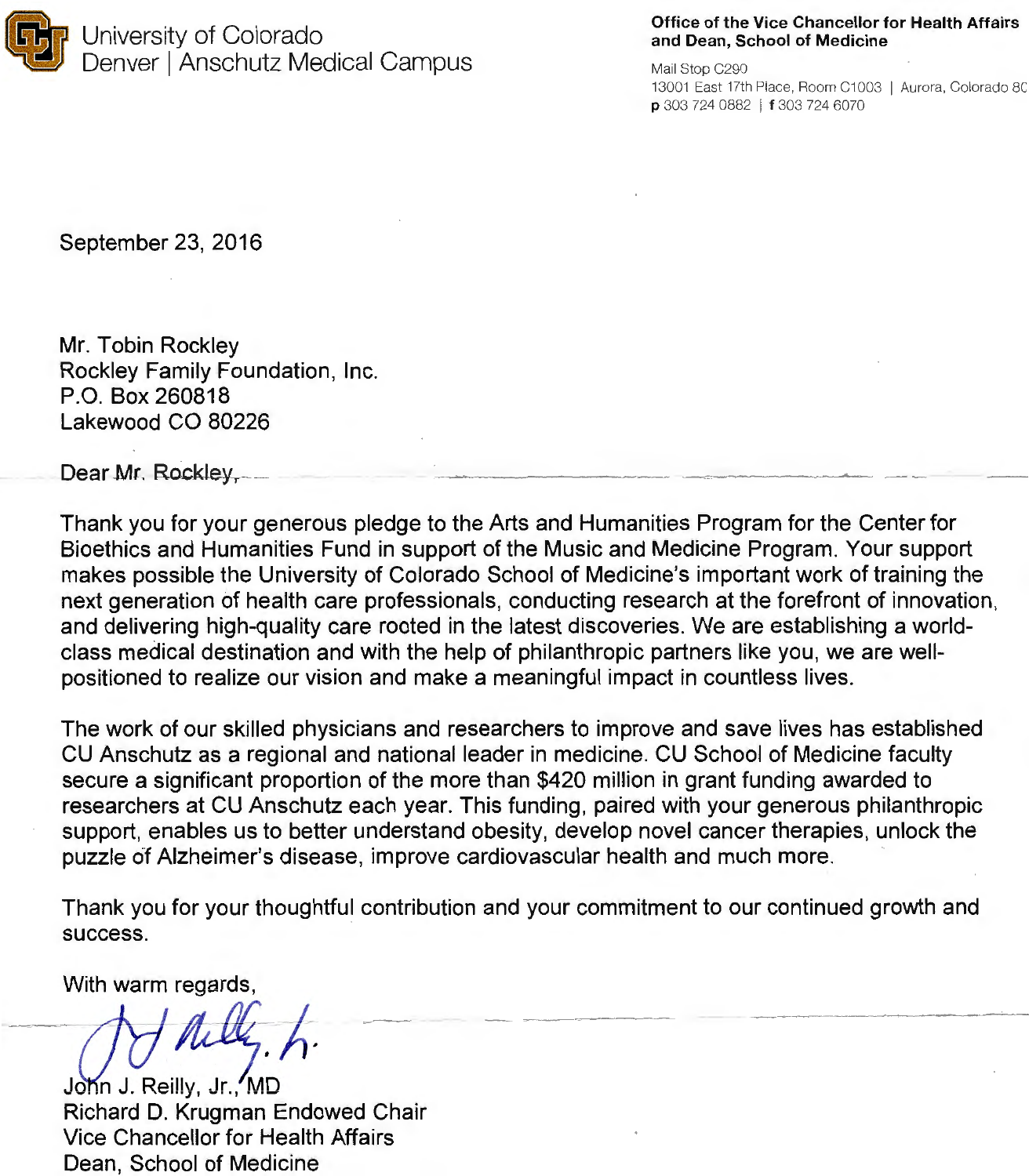University of Colorado
Denver | Anschutz Medical Campus

**Office of the Vice Chancellor for Health Affairs and Dean, School of Medicine**

Mail Stop C290
13001 East 17th Place, Room C1003 | Aurora, Colorado 80
**p** 303 724 0882 | **f** 303 724 6070

September 23, 2016

Mr. Tobin Rockley
Rockley Family Foundation, Inc.
P.O. Box 260818
Lakewood CO 80226

Dear Mr. Rockley,

Thank you for your generous pledge to the Arts and Humanities Program for the Center for Bioethics and Humanities Fund in support of the Music and Medicine Program. Your support makes possible the University of Colorado School of Medicine's important work of training the next generation of health care professionals, conducting research at the forefront of innovation, and delivering high-quality care rooted in the latest discoveries. We are establishing a world-class medical destination and with the help of philanthropic partners like you, we are well-positioned to realize our vision and make a meaningful impact in countless lives.

The work of our skilled physicians and researchers to improve and save lives has established CU Anschutz as a regional and national leader in medicine. CU School of Medicine faculty secure a significant proportion of the more than $420 million in grant funding awarded to researchers at CU Anschutz each year. This funding, paired with your generous philanthropic support, enables us to better understand obesity, develop novel cancer therapies, unlock the puzzle of Alzheimer's disease, improve cardiovascular health and much more.

Thank you for your thoughtful contribution and your commitment to our continued growth and success.

With warm regards,

John J. Reilly, Jr., MD
Richard D. Krugman Endowed Chair
Vice Chancellor for Health Affairs
Dean, School of Medicine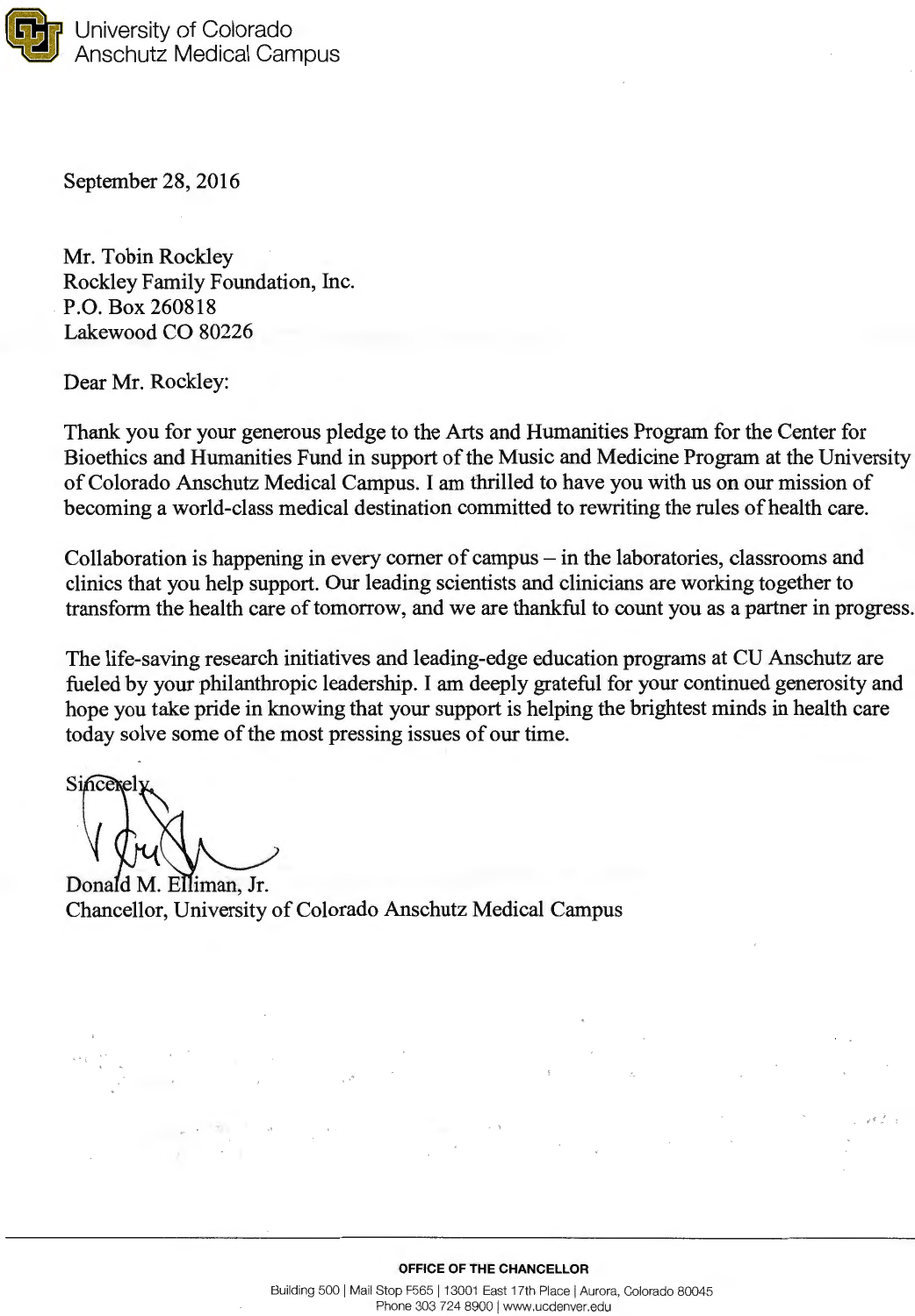University of Colorado
Anschutz Medical Campus

September 28, 2016

Mr. Tobin Rockley
Rockley Family Foundation, Inc.
P.O. Box 260818
Lakewood CO 80226

Dear Mr. Rockley:

Thank you for your generous pledge to the Arts and Humanities Program for the Center for Bioethics and Humanities Fund in support of the Music and Medicine Program at the University of Colorado Anschutz Medical Campus. I am thrilled to have you with us on our mission of becoming a world-class medical destination committed to rewriting the rules of health care.

Collaboration is happening in every corner of campus – in the laboratories, classrooms and clinics that you help support. Our leading scientists and clinicians are working together to transform the health care of tomorrow, and we are thankful to count you as a partner in progress.

The life-saving research initiatives and leading-edge education programs at CU Anschutz are fueled by your philanthropic leadership. I am deeply grateful for your continued generosity and hope you take pride in knowing that your support is helping the brightest minds in health care today solve some of the most pressing issues of our time.

Sincerely,

Donald M. Elliman, Jr.
Chancellor, University of Colorado Anschutz Medical Campus

**OFFICE OF THE CHANCELLOR**

Building 500 | Mail Stop F565 | 13001 East 17th Place | Aurora, Colorado 80045
Phone 303 724 8900 | www.ucdenver.edu